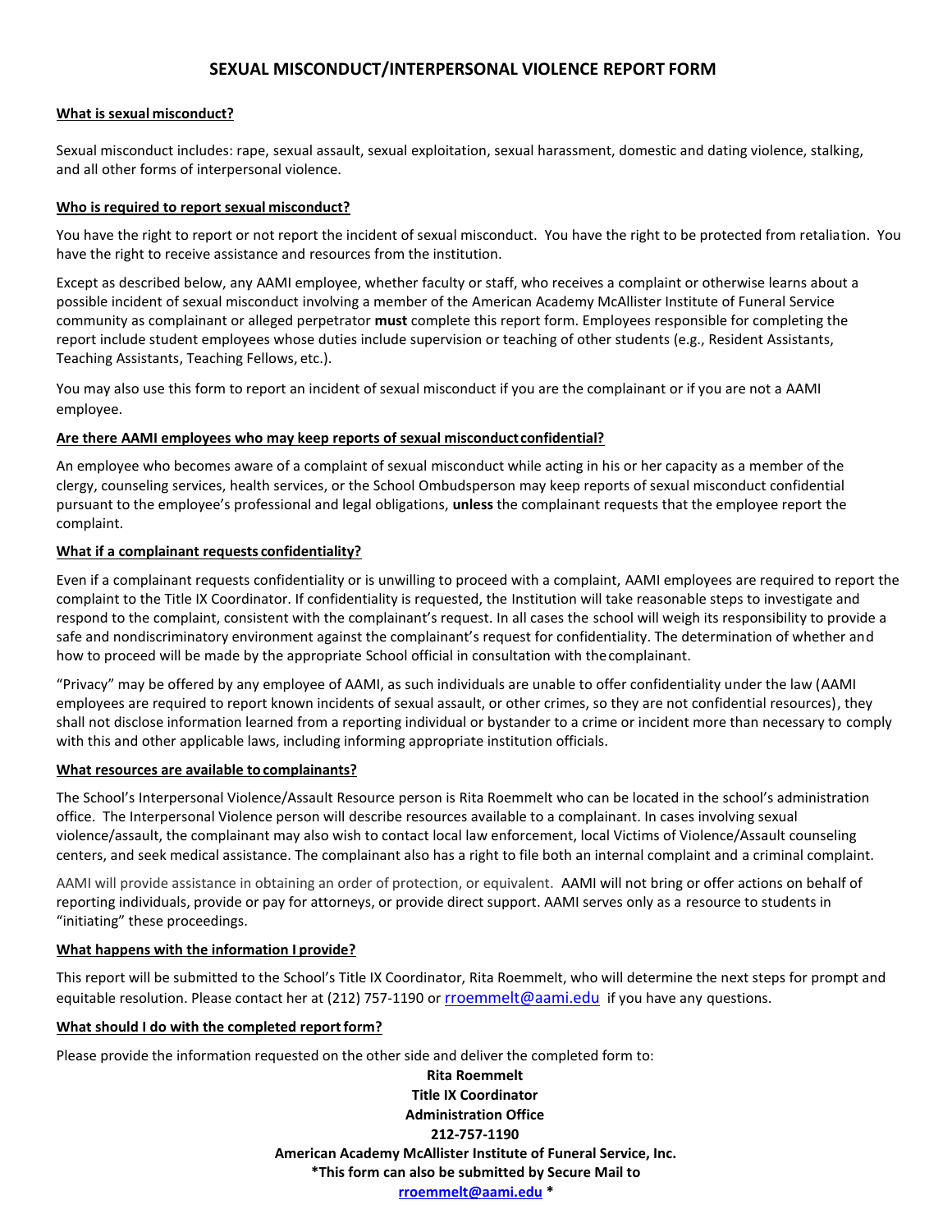# SEXUAL MISCONDUCT/INTERPERSONAL VIOLENCE REPORT FORM

**What is sexual misconduct?**

Sexual misconduct includes: rape, sexual assault, sexual exploitation, sexual harassment, domestic and dating violence, stalking, and all other forms of interpersonal violence.

**Who is required to report sexual misconduct?**

You have the right to report or not report the incident of sexual misconduct. You have the right to be protected from retaliation. You have the right to receive assistance and resources from the institution.

Except as described below, any AAMI employee, whether faculty or staff, who receives a complaint or otherwise learns about a possible incident of sexual misconduct involving a member of the American Academy McAllister Institute of Funeral Service community as complainant or alleged perpetrator **must** complete this report form. Employees responsible for completing the report include student employees whose duties include supervision or teaching of other students (e.g., Resident Assistants, Teaching Assistants, Teaching Fellows, etc.).

You may also use this form to report an incident of sexual misconduct if you are the complainant or if you are not a AAMI employee.

**Are there AAMI employees who may keep reports of sexual misconduct confidential?**

An employee who becomes aware of a complaint of sexual misconduct while acting in his or her capacity as a member of the clergy, counseling services, health services, or the School Ombudsperson may keep reports of sexual misconduct confidential pursuant to the employee's professional and legal obligations, **unless** the complainant requests that the employee report the complaint.

**What if a complainant requests confidentiality?**

Even if a complainant requests confidentiality or is unwilling to proceed with a complaint, AAMI employees are required to report the complaint to the Title IX Coordinator. If confidentiality is requested, the Institution will take reasonable steps to investigate and respond to the complaint, consistent with the complainant's request. In all cases the school will weigh its responsibility to provide a safe and nondiscriminatory environment against the complainant's request for confidentiality. The determination of whether and how to proceed will be made by the appropriate School official in consultation with the complainant.

"Privacy" may be offered by any employee of AAMI, as such individuals are unable to offer confidentiality under the law (AAMI employees are required to report known incidents of sexual assault, or other crimes, so they are not confidential resources), they shall not disclose information learned from a reporting individual or bystander to a crime or incident more than necessary to comply with this and other applicable laws, including informing appropriate institution officials.

**What resources are available to complainants?**

The School's Interpersonal Violence/Assault Resource person is Rita Roemmelt who can be located in the school's administration office. The Interpersonal Violence person will describe resources available to a complainant. In cases involving sexual violence/assault, the complainant may also wish to contact local law enforcement, local Victims of Violence/Assault counseling centers, and seek medical assistance. The complainant also has a right to file both an internal complaint and a criminal complaint.

AAMI will provide assistance in obtaining an order of protection, or equivalent. AAMI will not bring or offer actions on behalf of reporting individuals, provide or pay for attorneys, or provide direct support. AAMI serves only as a resource to students in "initiating" these proceedings.

**What happens with the information I provide?**

This report will be submitted to the School's Title IX Coordinator, Rita Roemmelt, who will determine the next steps for prompt and equitable resolution. Please contact her at (212) 757-1190 or rroemmelt@aami.edu if you have any questions.

**What should I do with the completed report form?**

Please provide the information requested on the other side and deliver the completed form to:

**Rita Roemmelt**
**Title IX Coordinator**
**Administration Office**
**212-757-1190**
**American Academy McAllister Institute of Funeral Service, Inc.**
**\*This form can also be submitted by Secure Mail to**
**rroemmelt@aami.edu \***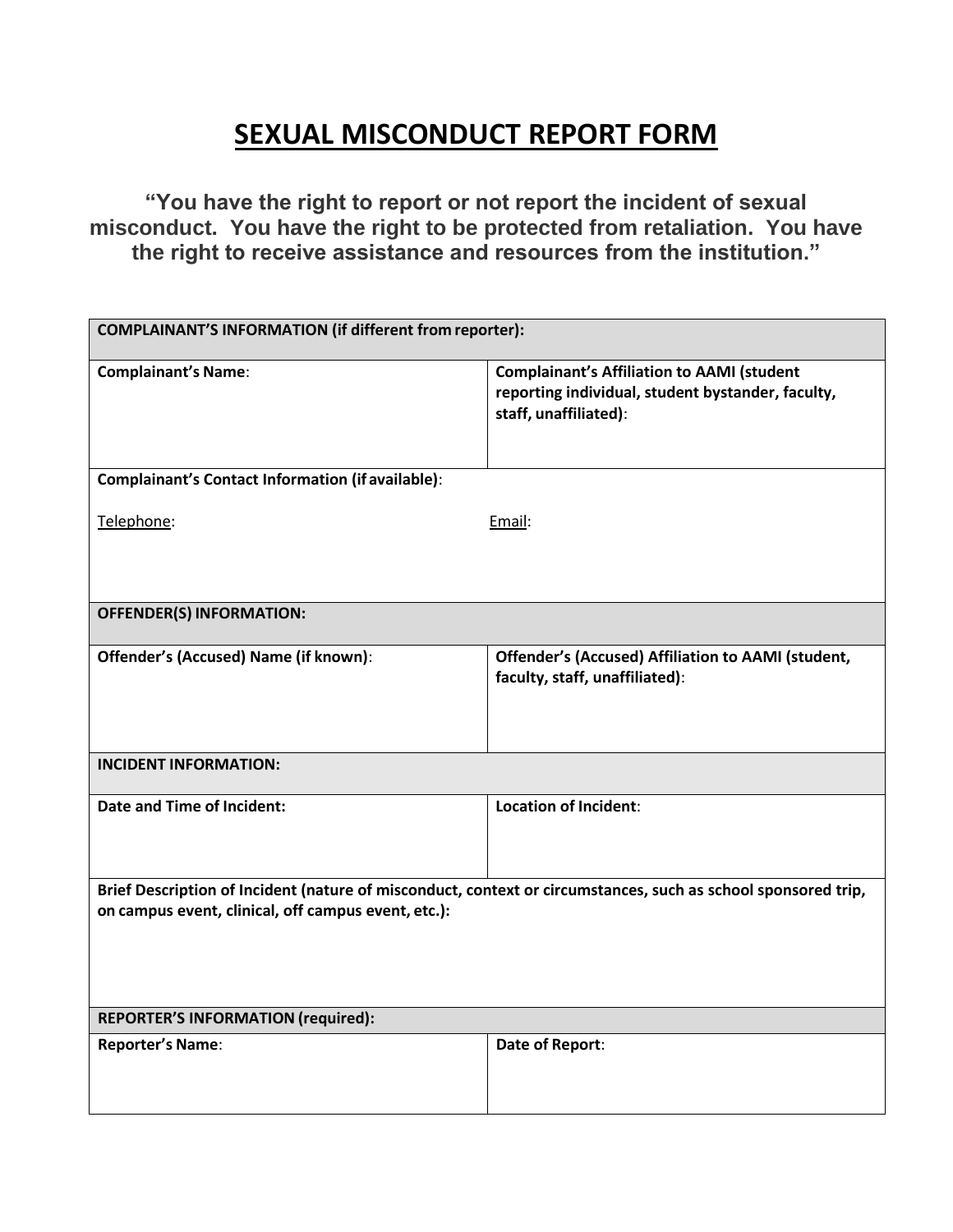# SEXUAL MISCONDUCT REPORT FORM

**"You have the right to report or not report the incident of sexual misconduct. You have the right to be protected from retaliation. You have the right to receive assistance and resources from the institution."**

| | |
|---|---|
| **COMPLAINANT'S INFORMATION (if different from reporter):** | |
| **Complainant's Name**: | **Complainant's Affiliation to AAMI (student reporting individual, student bystander, faculty, staff, unaffiliated)**: |
| **Complainant's Contact Information (if available)**:<br><br>Telephone: | <br><br>Email: |
| **OFFENDER(S) INFORMATION:** | |
| **Offender's (Accused) Name (if known)**: | **Offender's (Accused) Affiliation to AAMI (student, faculty, staff, unaffiliated)**: |
| **INCIDENT INFORMATION:** | |
| **Date and Time of Incident:** | **Location of Incident**: |
| **Brief Description of Incident (nature of misconduct, context or circumstances, such as school sponsored trip, on campus event, clinical, off campus event, etc.):** | |
| **REPORTER'S INFORMATION (required):** | |
| **Reporter's Name**: | **Date of Report**: |